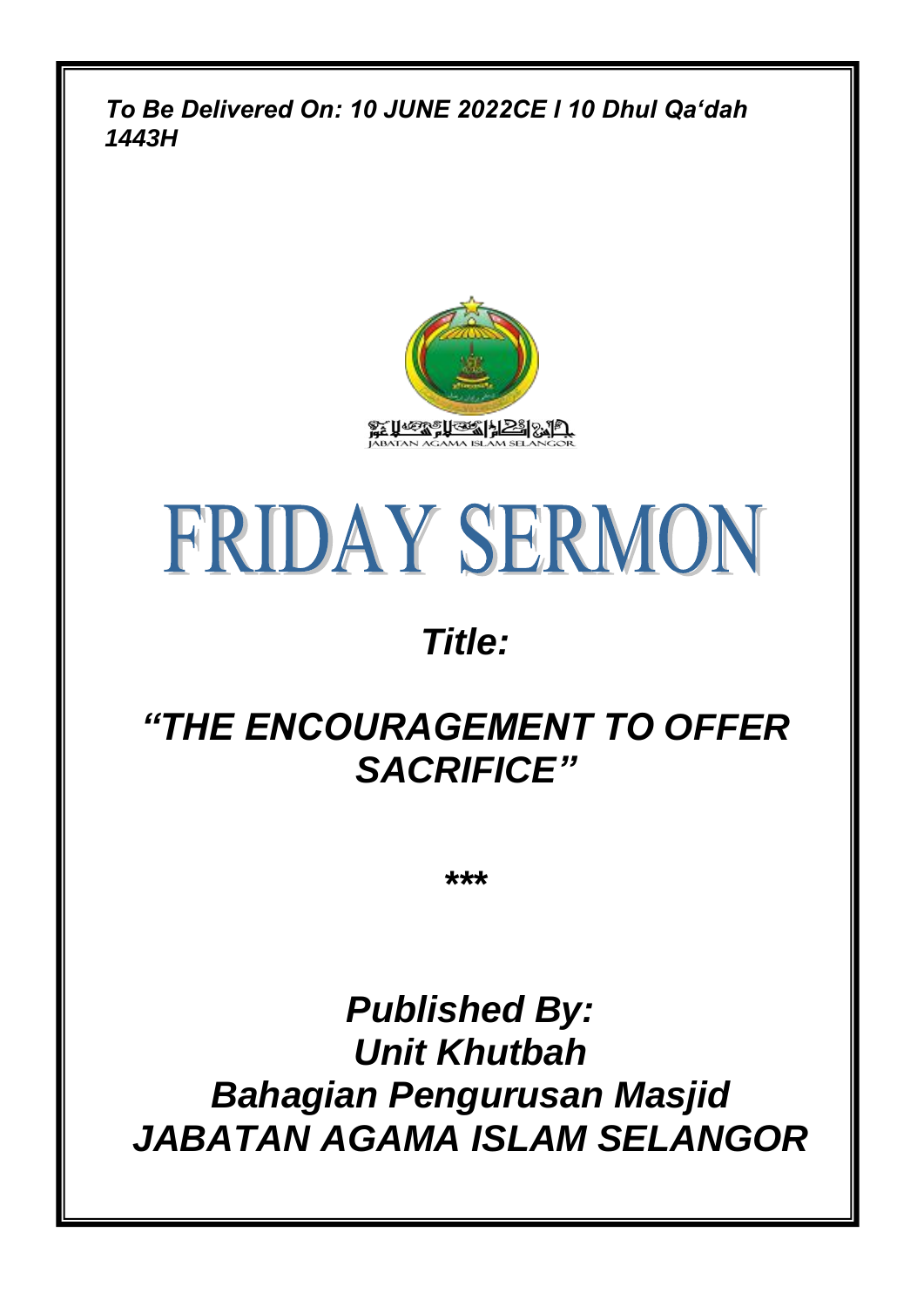*To Be Delivered On: 10 JUNE 2022CE I 10 Dhul Qa'dah 1443H*

JABATAN AGAMA ISLAM SELANGOR

# FRIDAY SERMON

## *Title:*

## *"THE ENCOURAGEMENT TO OFFER SACRIFICE"*

***

## *Published By:*
## *Unit Khutbah*
## *Bahagian Pengurusan Masjid*
## *JABATAN AGAMA ISLAM SELANGOR*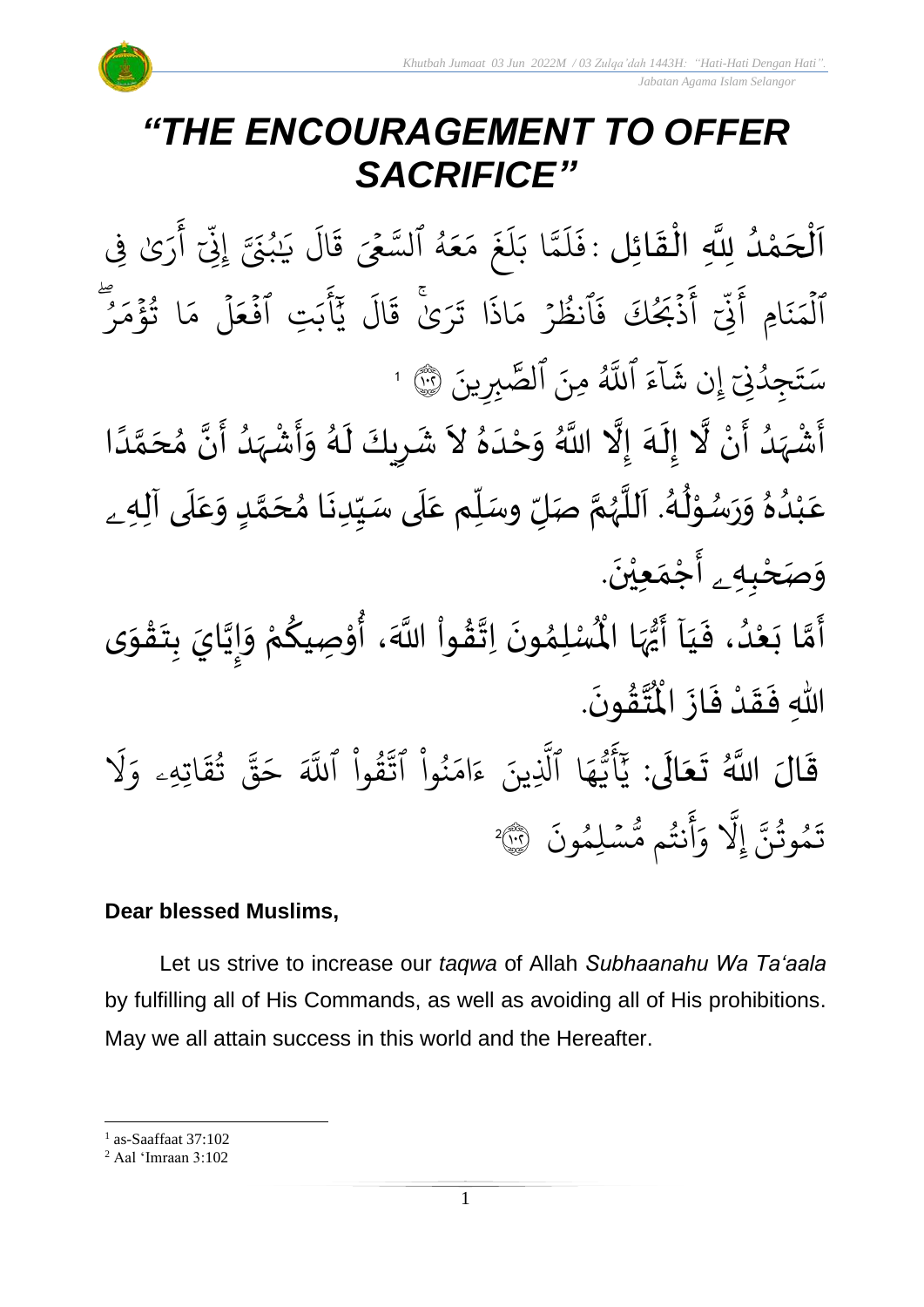# *“THE ENCOURAGEMENT TO OFFER SACRIFICE”*

اَلْحَمْدُ لِلَّهِ الْقَائِل : فَلَمَّا بَلَغَ مَعَهُ ٱلسَّعْيَ قَالَ يَٰبُنَيَّ إِنِّيٓ أَرَىٰ فِي ٱلْمَنَامِ أَنِّيٓ أَذْبَحُكَ فَٱنظُرْ مَاذَا تَرَىٰۚ قَالَ يَٰٓأَبَتِ ٱفْعَلْ مَا تُؤْمَرُۖ سَتَجِدُنِيٓ إِن شَآءَ ٱللَّهُ مِنَ ٱلصَّٰبِرِينَ ﴿١٠٢﴾ [1]

أَشْهَدُ أَنْ لَّا إِلَهَ إِلَّا اللَّهُ وَحْدَهُ لاَ شَرِيكَ لَهُ وَأَشْهَدُ أَنَّ مُحَمَّدًا عَبْدُهُ وَرَسُوْلُهُ. اَللَّهُمَّ صَلِّ وسَلِّم عَلَى سَيِّدِنَا مُحَمَّدٍ وَعَلَى آلِهِۦ وَصَحْبِهِۦ أَجْمَعِيْنَ.

أَمَّا بَعْدُ، فَيَآ أَيُّهَا الْمُسْلِمُونَ اِتَّقُواْ اللَّهَ، أُوْصِيكُمْ وَإِيَّايَ بِتَقْوَى اللهِ فَقَدْ فَازَ الْمُتَّقُونَ.

قَالَ اللَّهُ تَعَالَى: يَٰٓأَيُّهَا ٱلَّذِينَ ءَامَنُواْ ٱتَّقُواْ ٱللَّهَ حَقَّ تُقَاتِهِۦ وَلَا تَمُوتُنَّ إِلَّا وَأَنتُم مُّسْلِمُونَ ﴿١٠٢﴾ [2]

**Dear blessed Muslims,**

Let us strive to increase our *taqwa* of Allah *Subhaanahu Wa Ta‘aala* by fulfilling all of His Commands, as well as avoiding all of His prohibitions. May we all attain success in this world and the Hereafter.

---

[1] as-Saaffaat 37:102

[2] Aal ‘Imraan 3:102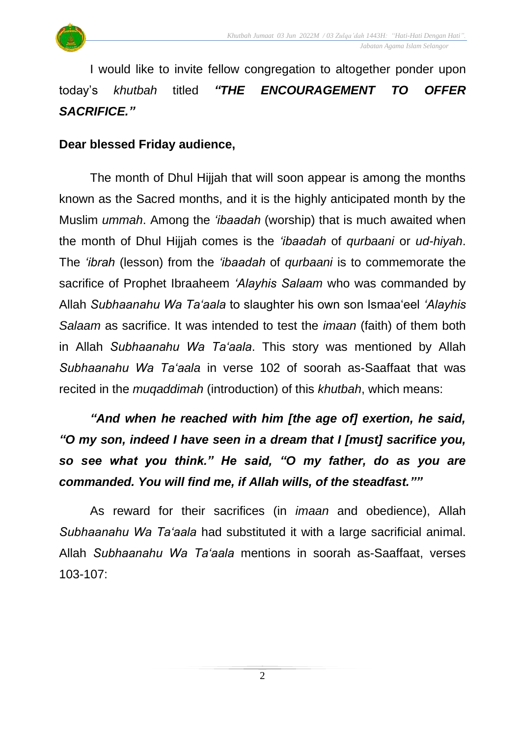I would like to invite fellow congregation to altogether ponder upon today's *khutbah* titled ***"THE ENCOURAGEMENT TO OFFER SACRIFICE."***

**Dear blessed Friday audience,**

The month of Dhul Hijjah that will soon appear is among the months known as the Sacred months, and it is the highly anticipated month by the Muslim *ummah*. Among the *'ibaadah* (worship) that is much awaited when the month of Dhul Hijjah comes is the *'ibaadah* of *qurbaani* or *ud-hiyah*. The *'ibrah* (lesson) from the *'ibaadah* of *qurbaani* is to commemorate the sacrifice of Prophet Ibraaheem *'Alayhis Salaam* who was commanded by Allah *Subhaanahu Wa Ta'aala* to slaughter his own son Ismaa'eel *'Alayhis Salaam* as sacrifice. It was intended to test the *imaan* (faith) of them both in Allah *Subhaanahu Wa Ta'aala*. This story was mentioned by Allah *Subhaanahu Wa Ta'aala* in verse 102 of soorah as-Saaffaat that was recited in the *muqaddimah* (introduction) of this *khutbah*, which means:

***"And when he reached with him [the age of] exertion, he said, "O my son, indeed I have seen in a dream that I [must] sacrifice you, so see what you think." He said, "O my father, do as you are commanded. You will find me, if Allah wills, of the steadfast.""***

As reward for their sacrifices (in *imaan* and obedience), Allah *Subhaanahu Wa Ta'aala* had substituted it with a large sacrificial animal. Allah *Subhaanahu Wa Ta'aala* mentions in soorah as-Saaffaat, verses 103-107: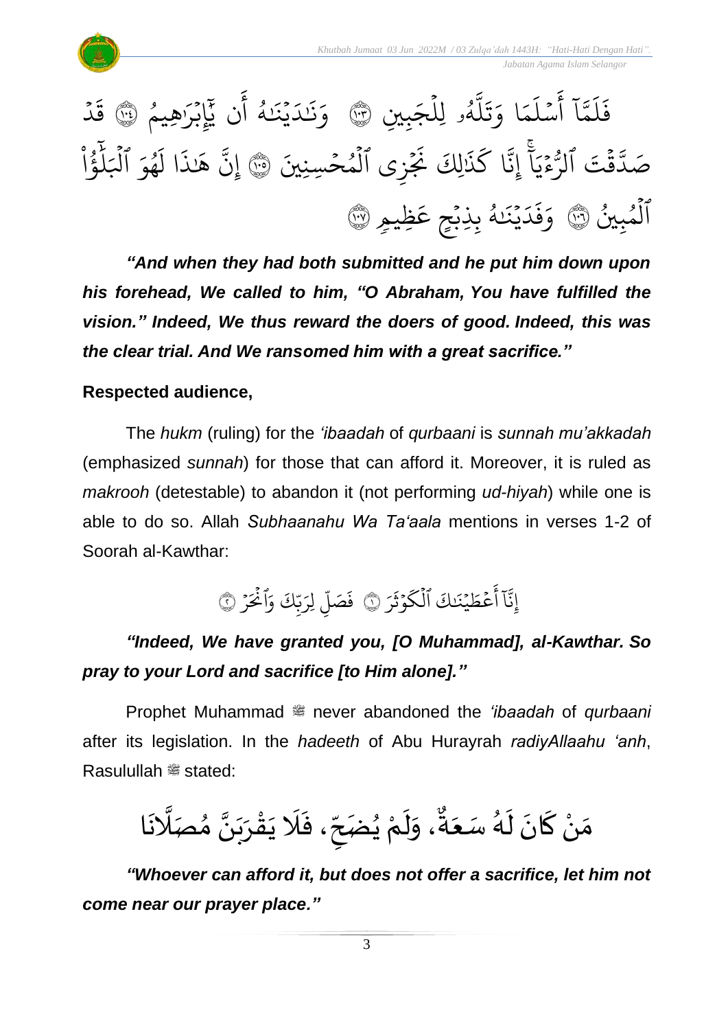فَلَمَّآ أَسۡلَمَا وَتَلَّهُۥ لِلۡجَبِينِ ۝١٠٣ وَنَٰدَيۡنَٰهُ أَن يَٰٓإِبۡرَٰهِيمُ ۝١٠٤ قَدۡ صَدَّقۡتَ ٱلرُّءۡيَآۚ إِنَّا كَذَٰلِكَ نَجۡزِي ٱلۡمُحۡسِنِينَ ۝١٠٥ إِنَّ هَٰذَا لَهُوَ ٱلۡبَلَٰٓؤُاْ ٱلۡمُبِينُ ۝١٠٦ وَفَدَيۡنَٰهُ بِذِبۡحٍ عَظِيمٖ ۝١٠٧

***"And when they had both submitted and he put him down upon his forehead, We called to him, "O Abraham, You have fulfilled the vision." Indeed, We thus reward the doers of good. Indeed, this was the clear trial. And We ransomed him with a great sacrifice."***

**Respected audience,**

The *hukm* (ruling) for the *'ibaadah* of *qurbaani* is *sunnah mu'akkadah* (emphasized *sunnah*) for those that can afford it. Moreover, it is ruled as *makrooh* (detestable) to abandon it (not performing *ud-hiyah*) while one is able to do so. Allah *Subhaanahu Wa Ta'aala* mentions in verses 1-2 of Soorah al-Kawthar:

إِنَّآ أَعۡطَيۡنَٰكَ ٱلۡكَوۡثَرَ ۝١ فَصَلِّ لِرَبِّكَ وَٱنۡحَرۡ ۝٢

***"Indeed, We have granted you, [O Muhammad], al-Kawthar. So pray to your Lord and sacrifice [to Him alone]."***

Prophet Muhammad ﷺ never abandoned the *'ibaadah* of *qurbaani* after its legislation. In the *hadeeth* of Abu Hurayrah *radiyAllaahu 'anh*, Rasulullah ﷺ stated:

مَنْ كَانَ لَهُ سَعَةٌ، وَلَمْ يُضَحِّ، فَلَا يَقْرَبَنَّ مُصَلَّانَا

***"Whoever can afford it, but does not offer a sacrifice, let him not come near our prayer place."***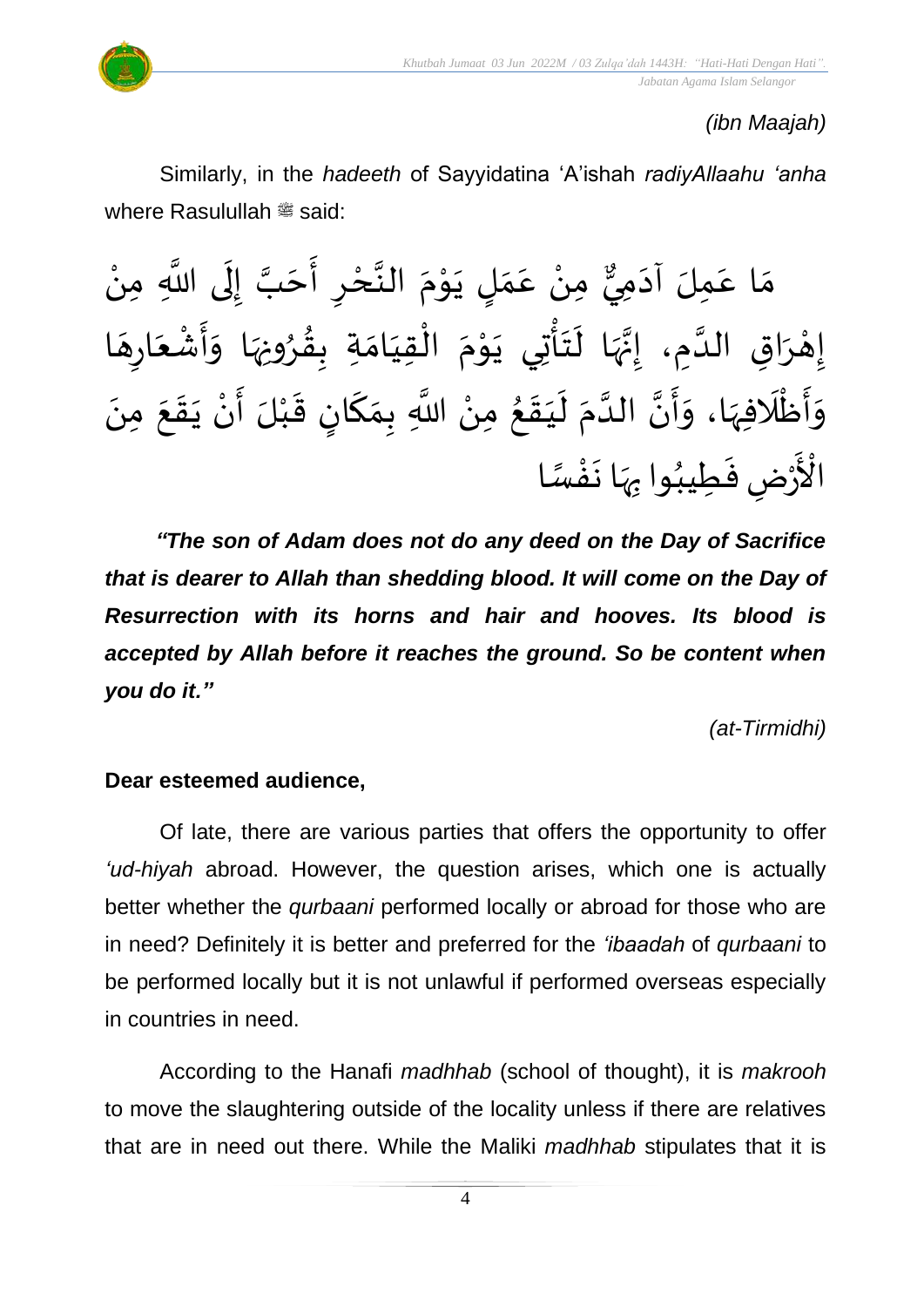*(ibn Maajah)*

Similarly, in the *hadeeth* of Sayyidatina ‘A’ishah *radiyAllaahu ‘anha* where Rasulullah ﷺ said:

مَا عَمِلَ آدَمِيٌّ مِنْ عَمَلٍ يَوْمَ النَّحْرِ أَحَبَّ إِلَى اللَّهِ مِنْ إِهْرَاقِ الدَّمِ، إِنَّهَا لَتَأْتِي يَوْمَ الْقِيَامَةِ بِقُرُونِهَا وَأَشْعَارِهَا وَأَظْلَافِهَا، وَأَنَّ الدَّمَ لَيَقَعُ مِنْ اللَّهِ بِمَكَانٍ قَبْلَ أَنْ يَقَعَ مِنَ الْأَرْضِ فَطِيبُوا بِهَا نَفْسًا

***“The son of Adam does not do any deed on the Day of Sacrifice that is dearer to Allah than shedding blood. It will come on the Day of Resurrection with its horns and hair and hooves. Its blood is accepted by Allah before it reaches the ground. So be content when you do it.”***

*(at-Tirmidhi)*

**Dear esteemed audience,**

Of late, there are various parties that offers the opportunity to offer *‘ud-hiyah* abroad. However, the question arises, which one is actually better whether the *qurbaani* performed locally or abroad for those who are in need? Definitely it is better and preferred for the *‘ibaadah* of *qurbaani* to be performed locally but it is not unlawful if performed overseas especially in countries in need.

According to the Hanafi *madhhab* (school of thought), it is *makrooh* to move the slaughtering outside of the locality unless if there are relatives that are in need out there. While the Maliki *madhhab* stipulates that it is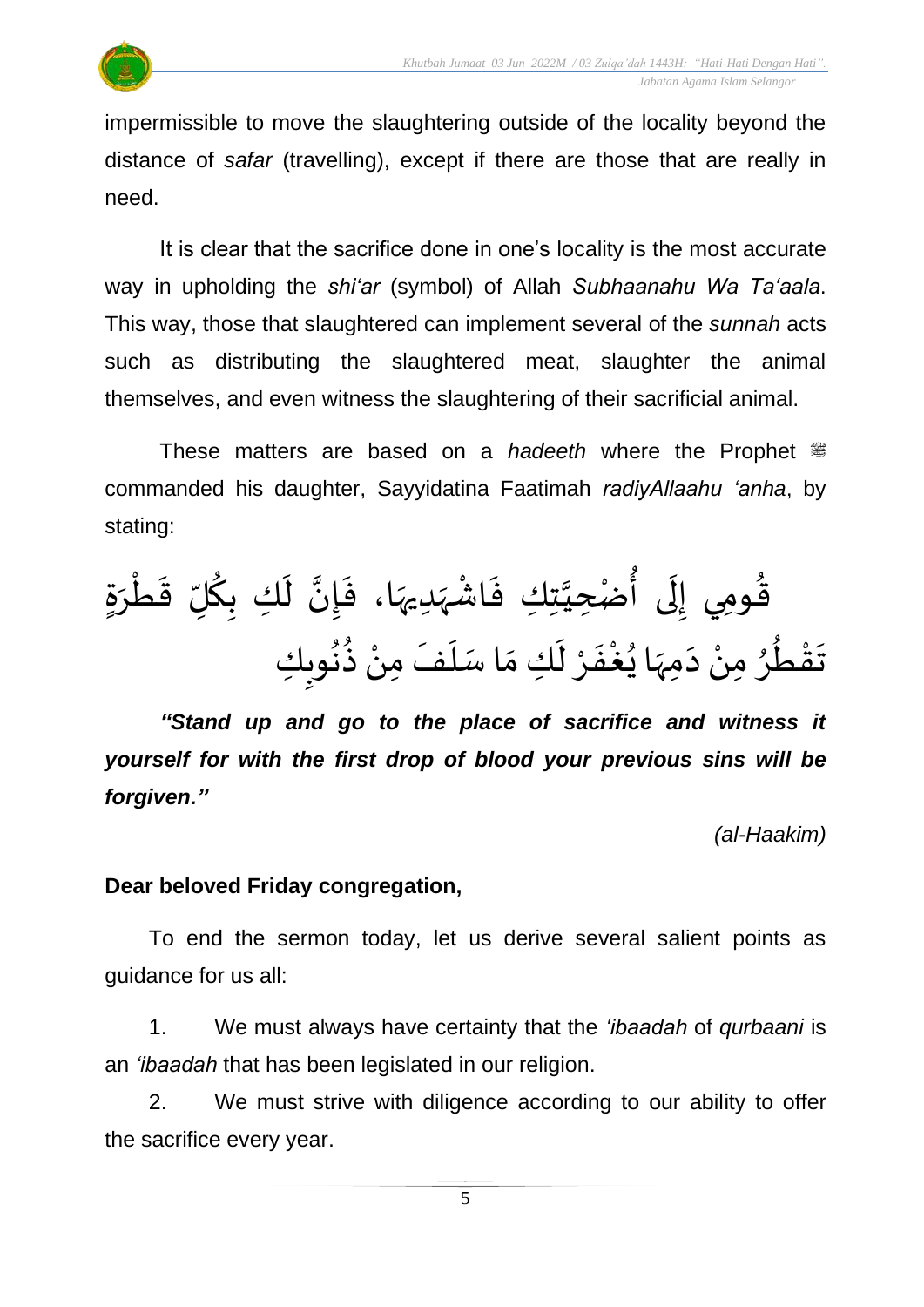impermissible to move the slaughtering outside of the locality beyond the distance of *safar* (travelling), except if there are those that are really in need.

It is clear that the sacrifice done in one's locality is the most accurate way in upholding the *shi'ar* (symbol) of Allah *Subhaanahu Wa Ta'aala*. This way, those that slaughtered can implement several of the *sunnah* acts such as distributing the slaughtered meat, slaughter the animal themselves, and even witness the slaughtering of their sacrificial animal.

These matters are based on a *hadeeth* where the Prophet ﷺ commanded his daughter, Sayyidatina Faatimah *radiyAllaahu 'anha*, by stating:

قُومِي إِلَى أُضْحِيَّتِكِ فَاشْهَدِيهَا، فَإِنَّ لَكِ بِكُلِّ قَطْرَةٍ تَقْطُرُ مِنْ دَمِهَا يُغْفَرْ لَكِ مَا سَلَفَ مِنْ ذُنُوبِكِ

***"Stand up and go to the place of sacrifice and witness it yourself for with the first drop of blood your previous sins will be forgiven."***

*(al-Haakim)*

**Dear beloved Friday congregation,**

To end the sermon today, let us derive several salient points as guidance for us all:

1. We must always have certainty that the *'ibaadah* of *qurbaani* is an *'ibaadah* that has been legislated in our religion.
2. We must strive with diligence according to our ability to offer the sacrifice every year.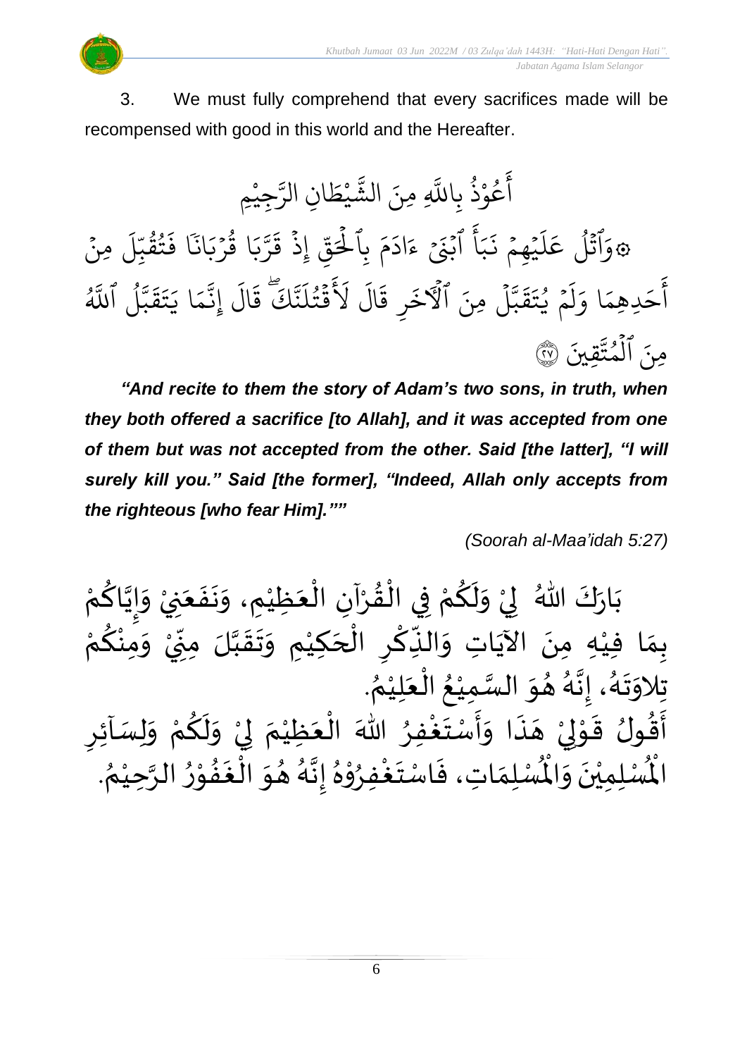3. We must fully comprehend that every sacrifices made will be recompensed with good in this world and the Hereafter.

أَعُوْذُ بِاللَّهِ مِنَ الشَّيْطَانِ الرَّجِيْمِ

۞وَٱتۡلُ عَلَيۡهِمۡ نَبَأَ ٱبۡنَيۡ ءَادَمَ بِٱلۡحَقِّ إِذۡ قَرَّبَا قُرۡبَانٗا فَتُقُبِّلَ مِنۡ أَحَدِهِمَا وَلَمۡ يُتَقَبَّلۡ مِنَ ٱلۡأٓخَرِ قَالَ لَأَقۡتُلَنَّكَۖ قَالَ إِنَّمَا يَتَقَبَّلُ ٱللَّهُ مِنَ ٱلۡمُتَّقِينَ ۝٢٧

***"And recite to them the story of Adam's two sons, in truth, when they both offered a sacrifice [to Allah], and it was accepted from one of them but was not accepted from the other. Said [the latter], "I will surely kill you." Said [the former], "Indeed, Allah only accepts from the righteous [who fear Him].""***

*(Soorah al-Maa'idah 5:27)*

بَارَكَ اللهُ لِيْ وَلَكُمْ فِي الْقُرْآنِ الْعَظِيْمِ، وَنَفَعَنِيْ وَإِيَّاكُمْ بِمَا فِيْهِ مِنَ الآيَاتِ وَالذِّكْرِ الْحَكِيْمِ وَتَقَبَّلَ مِنِّيْ وَمِنْكُمْ تِلاوَتَهُ، إِنَّهُ هُوَ السَّمِيْعُ الْعَلِيْمُ.

أَقُولُ قَوْلِيْ هَذَا وَأَسْتَغْفِرُ اللهَ الْعَظِيْمَ لِيْ وَلَكُمْ وَلِسَآئِرِ الْمُسْلِمِيْنَ وَالْمُسْلِمَاتِ، فَاسْتَغْفِرُوْهُ إِنَّهُ هُوَ الْغَفُوْرُ الرَّحِيْمُ.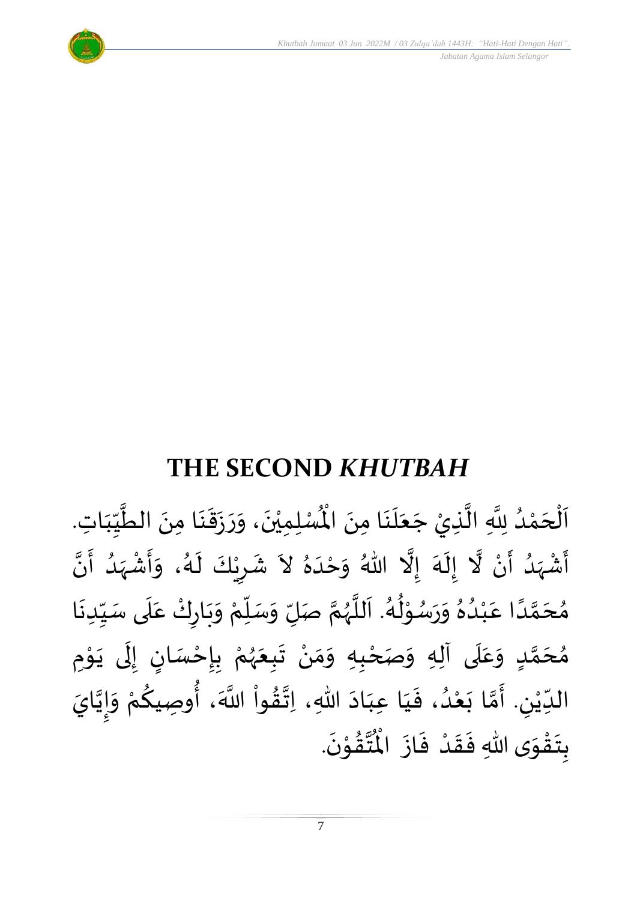## THE SECOND *KHUTBAH*

اَلْحَمْدُ لِلَّهِ الَّذِيْ جَعَلَنَا مِنَ الْمُسْلِمِيْنَ، وَرَزَقَنَا مِنَ الطَّيِّبَاتِ. أَشْهَدُ أَنْ لَّا إِلَهَ إِلَّا اللهُ وَحْدَهُ لاَ شَرِيْكَ لَهُ، وَأَشْهَدُ أَنَّ مُحَمَّدًا عَبْدُهُ وَرَسُوْلُهُ. اَللَّهُمَّ صَلِّ وَسَلِّمْ وَبَارِكْ عَلَى سَيِّدِنَا مُحَمَّدٍ وَعَلَى آلِهِ وَصَحْبِهِ وَمَنْ تَبِعَهُمْ بِإِحْسَانٍ إِلَى يَوْمِ الدِّيْنِ. أَمَّا بَعْدُ، فَيَا عِبَادَ اللهِ، اِتَّقُواْ اللَّهَ، أُوصِيكُمْ وَإِيَّايَ بِتَقْوَى اللهِ فَقَدْ فَازَ الْمُتَّقُوْنَ.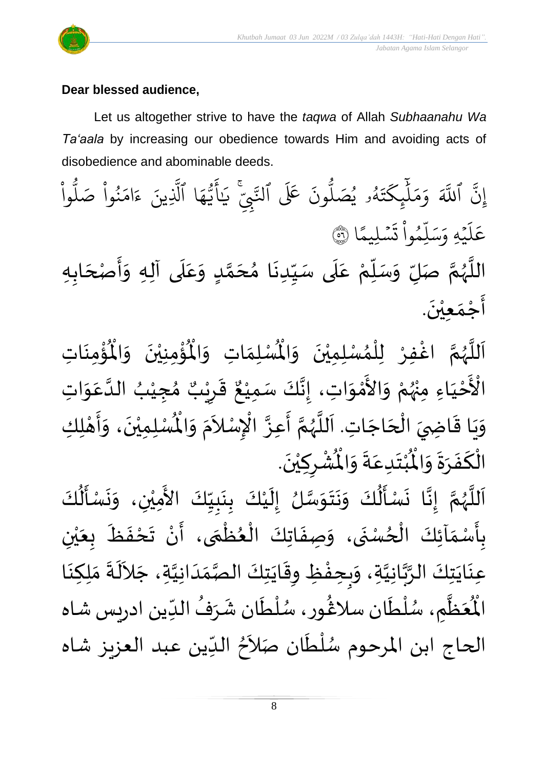**Dear blessed audience,**

Let us altogether strive to have the *taqwa* of Allah *Subhaanahu Wa Ta'aala* by increasing our obedience towards Him and avoiding acts of disobedience and abominable deeds.

إِنَّ ٱللَّهَ وَمَلَٰٓئِكَتَهُۥ يُصَلُّونَ عَلَى ٱلنَّبِيِّۚ يَٰٓأَيُّهَا ٱلَّذِينَ ءَامَنُواْ صَلُّواْ عَلَيۡهِ وَسَلِّمُواْ تَسۡلِيمًا ۝٥٦

اللَّهُمَّ صَلِّ وَسَلِّمْ عَلَى سَيِّدِنَا مُحَمَّدٍ وَعَلَى آلِهِ وَأَصْحَابِهِ أَجْمَعِيْنَ.

اَللَّهُمَّ اغْفِرْ لِلْمُسْلِمِيْنَ وَالْمُسْلِمَاتِ وَالْمُؤْمِنِيْنَ وَالْمُؤْمِنَاتِ الْأَحْيَاءِ مِنْهُمْ وَالأَمْوَاتِ، إِنَّكَ سَمِيْعٌ قَرِيْبٌ مُجِيْبُ الدَّعَوَاتِ وَيَا قَاضِيَ الْحَاجَاتِ. اَللَّهُمَّ أَعِزَّ الْإِسْلاَمَ وَالْمُسْلِمِيْنَ، وَأَهْلِكِ الْكَفَرَةَ وَالْمُبْتَدِعَةَ وَالْمُشْرِكِيْنَ.

اَللَّهُمَّ إِنَّا نَسْأَلُكَ وَنَتَوَسَّلُ إِلَيْكَ بِنَبِيِّكَ الأَمِيْنِ، وَنَسْأَلُكَ بِأَسْمَآئِكَ الْحُسْنَى، وَصِفَاتِكَ الْعُظْمَى، أَنْ تَحْفَظَ بِعَيْنِ عِنَايَتِكَ الرَّبَّانِيَّةِ، وَبِحِفْظِ وِقَايَتِكَ الصَّمَدَانِيَّةِ، جَلاَلَةَ مَلِكِنَا الْمُعَظَّمِ، سُلْطَان سلاغُور، سُلْطَان شَرَفُ الدِّين ادريس شاه الحاج ابن المرحوم سُلْطَان صَلاَحُ الدِّين عبد العزيز شاه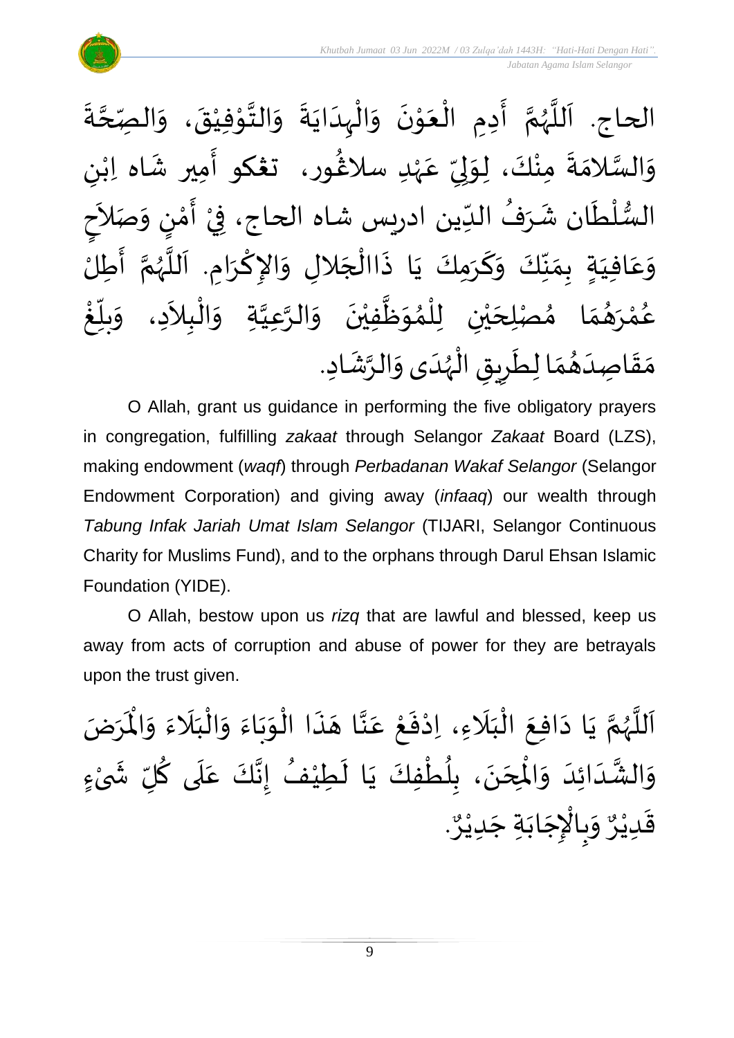الحاج. اَللَّهُمَّ أَدِمِ الْعَوْنَ وَالْهِدَايَةَ وَالتَّوْفِيْقَ، وَالصِّحَّةَ وَالسَّلامَةَ مِنْكَ، لِوَلِيِّ عَهْدِ سلاڠُور، تڠكو أَمِير شَاه اِبْنِ السُّلْطَان شَرَفُ الدِّين ادريس شاه الحاج، فِيْ أَمْنٍ وَصَلاَحٍ وَعَافِيَةٍ بِمَنِّكَ وَكَرَمِكَ يَا ذَاالْجَلالِ وَالإِكْرَامِ. اَللَّهُمَّ أَطِلْ عُمْرَهُمَا مُصْلِحَيْنِ لِلْمُوَظَّفِيْنَ وَالرَّعِيَّةِ وَالْبِلاَدِ، وَبَلِّغْ مَقَاصِدَهُمَا لِطَرِيقِ الْهُدَى وَالرَّشَادِ.

O Allah, grant us guidance in performing the five obligatory prayers in congregation, fulfilling *zakaat* through Selangor *Zakaat* Board (LZS), making endowment (*waqf*) through *Perbadanan Wakaf Selangor* (Selangor Endowment Corporation) and giving away (*infaaq*) our wealth through *Tabung Infak Jariah Umat Islam Selangor* (TIJARI, Selangor Continuous Charity for Muslims Fund), and to the orphans through Darul Ehsan Islamic Foundation (YIDE).

O Allah, bestow upon us *rizq* that are lawful and blessed, keep us away from acts of corruption and abuse of power for they are betrayals upon the trust given.

اَللَّهُمَّ يَا دَافِعَ الْبَلَاءِ، اِدْفَعْ عَنَّا هَذَا الْوَبَاءَ وَالْبَلَاءَ وَالْمَرَضَ وَالشَّدَائِدَ وَالْمِحَنَ، بِلُطْفِكَ يَا لَطِيْفُ إِنَّكَ عَلَى كُلِّ شَيْءٍ قَدِيْرٌ وَبِالْإِجَابَةِ جَدِيْرٌ.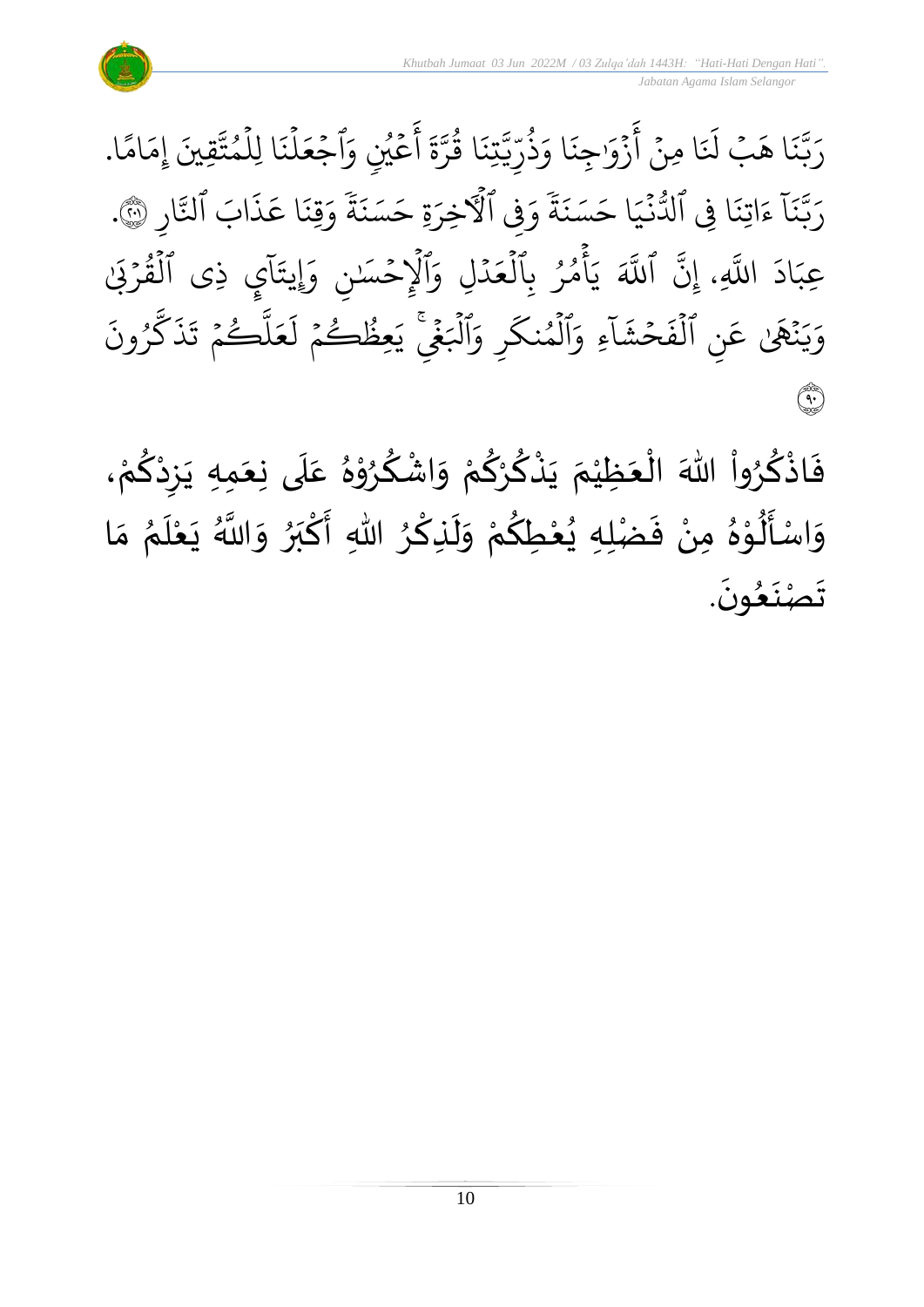رَبَّنَا هَبْ لَنَا مِنْ أَزْوَٰجِنَا وَذُرِّيَّتِنَا قُرَّةَ أَعْيُنٍ وَٱجْعَلْنَا لِلْمُتَّقِينَ إِمَامًا. رَبَّنَآ ءَاتِنَا فِى ٱلدُّنْيَا حَسَنَةً وَفِى ٱلْءَاخِرَةِ حَسَنَةً وَقِنَا عَذَابَ ٱلنَّارِ ﴿٢٠١﴾. عِبَادَ اللَّهِ، إِنَّ ٱللَّهَ يَأْمُرُ بِٱلْعَدْلِ وَٱلْإِحْسَٰنِ وَإِيتَآيِٕ ذِى ٱلْقُرْبَىٰ وَيَنْهَىٰ عَنِ ٱلْفَحْشَآءِ وَٱلْمُنكَرِ وَٱلْبَغْىِۚ يَعِظُكُمْ لَعَلَّكُمْ تَذَكَّرُونَ ﴿٩٠﴾

فَاذْكُرُواْ اللهَ الْعَظِيْمَ يَذْكُرْكُمْ وَاشْكُرُوْهُ عَلَى نِعَمِهِ يَزِدْكُمْ، وَاسْأَلُوْهُ مِنْ فَضْلِهِ يُعْطِكُمْ وَلَذِكْرُ اللهِ أَكْبَرُ وَاللَّهُ يَعْلَمُ مَا تَصْنَعُونَ.